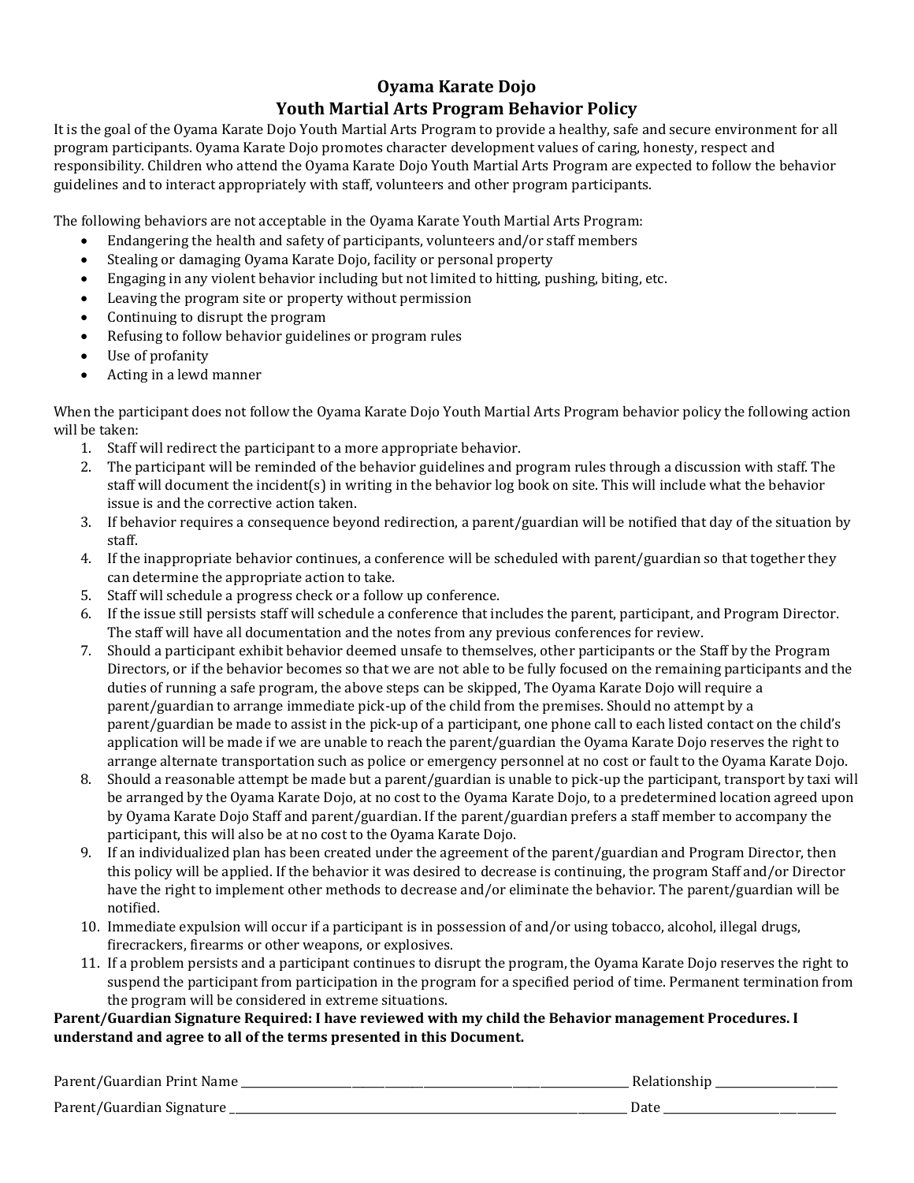# Oyama Karate Dojo
## Youth Martial Arts Program Behavior Policy

It is the goal of the Oyama Karate Dojo Youth Martial Arts Program to provide a healthy, safe and secure environment for all program participants. Oyama Karate Dojo promotes character development values of caring, honesty, respect and responsibility. Children who attend the Oyama Karate Dojo Youth Martial Arts Program are expected to follow the behavior guidelines and to interact appropriately with staff, volunteers and other program participants.

The following behaviors are not acceptable in the Oyama Karate Youth Martial Arts Program:

- Endangering the health and safety of participants, volunteers and/or staff members
- Stealing or damaging Oyama Karate Dojo, facility or personal property
- Engaging in any violent behavior including but not limited to hitting, pushing, biting, etc.
- Leaving the program site or property without permission
- Continuing to disrupt the program
- Refusing to follow behavior guidelines or program rules
- Use of profanity
- Acting in a lewd manner

When the participant does not follow the Oyama Karate Dojo Youth Martial Arts Program behavior policy the following action will be taken:

1. Staff will redirect the participant to a more appropriate behavior.
2. The participant will be reminded of the behavior guidelines and program rules through a discussion with staff. The staff will document the incident(s) in writing in the behavior log book on site. This will include what the behavior issue is and the corrective action taken.
3. If behavior requires a consequence beyond redirection, a parent/guardian will be notified that day of the situation by staff.
4. If the inappropriate behavior continues, a conference will be scheduled with parent/guardian so that together they can determine the appropriate action to take.
5. Staff will schedule a progress check or a follow up conference.
6. If the issue still persists staff will schedule a conference that includes the parent, participant, and Program Director. The staff will have all documentation and the notes from any previous conferences for review.
7. Should a participant exhibit behavior deemed unsafe to themselves, other participants or the Staff by the Program Directors, or if the behavior becomes so that we are not able to be fully focused on the remaining participants and the duties of running a safe program, the above steps can be skipped, The Oyama Karate Dojo will require a parent/guardian to arrange immediate pick-up of the child from the premises. Should no attempt by a parent/guardian be made to assist in the pick-up of a participant, one phone call to each listed contact on the child's application will be made if we are unable to reach the parent/guardian the Oyama Karate Dojo reserves the right to arrange alternate transportation such as police or emergency personnel at no cost or fault to the Oyama Karate Dojo.
8. Should a reasonable attempt be made but a parent/guardian is unable to pick-up the participant, transport by taxi will be arranged by the Oyama Karate Dojo, at no cost to the Oyama Karate Dojo, to a predetermined location agreed upon by Oyama Karate Dojo Staff and parent/guardian. If the parent/guardian prefers a staff member to accompany the participant, this will also be at no cost to the Oyama Karate Dojo.
9. If an individualized plan has been created under the agreement of the parent/guardian and Program Director, then this policy will be applied. If the behavior it was desired to decrease is continuing, the program Staff and/or Director have the right to implement other methods to decrease and/or eliminate the behavior. The parent/guardian will be notified.
10. Immediate expulsion will occur if a participant is in possession of and/or using tobacco, alcohol, illegal drugs, firecrackers, firearms or other weapons, or explosives.
11. If a problem persists and a participant continues to disrupt the program, the Oyama Karate Dojo reserves the right to suspend the participant from participation in the program for a specified period of time. Permanent termination from the program will be considered in extreme situations.

**Parent/Guardian Signature Required: I have reviewed with my child the Behavior management Procedures. I understand and agree to all of the terms presented in this Document.**

Parent/Guardian Print Name ______________________________ Relationship ______________

Parent/Guardian Signature ______________________________ Date ______________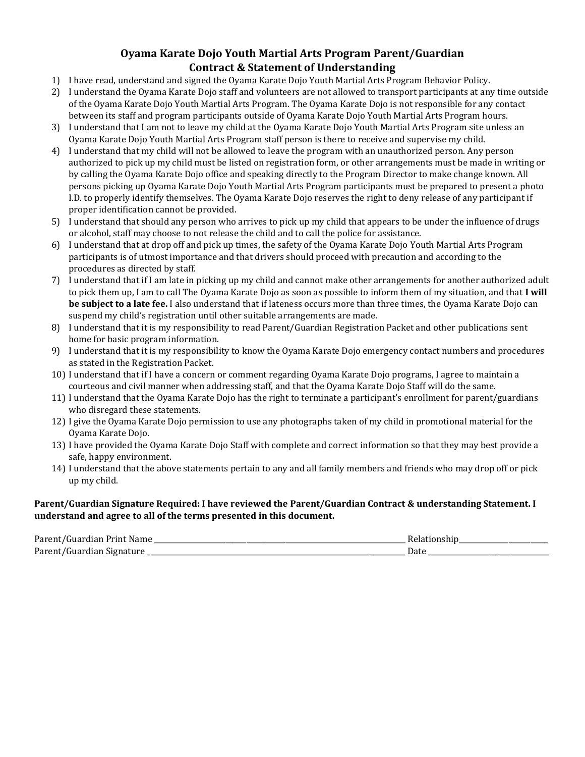# Oyama Karate Dojo Youth Martial Arts Program Parent/Guardian Contract & Statement of Understanding

1) I have read, understand and signed the Oyama Karate Dojo Youth Martial Arts Program Behavior Policy.
2) I understand the Oyama Karate Dojo staff and volunteers are not allowed to transport participants at any time outside of the Oyama Karate Dojo Youth Martial Arts Program. The Oyama Karate Dojo is not responsible for any contact between its staff and program participants outside of Oyama Karate Dojo Youth Martial Arts Program hours.
3) I understand that I am not to leave my child at the Oyama Karate Dojo Youth Martial Arts Program site unless an Oyama Karate Dojo Youth Martial Arts Program staff person is there to receive and supervise my child.
4) I understand that my child will not be allowed to leave the program with an unauthorized person. Any person authorized to pick up my child must be listed on registration form, or other arrangements must be made in writing or by calling the Oyama Karate Dojo office and speaking directly to the Program Director to make change known. All persons picking up Oyama Karate Dojo Youth Martial Arts Program participants must be prepared to present a photo I.D. to properly identify themselves. The Oyama Karate Dojo reserves the right to deny release of any participant if proper identification cannot be provided.
5) I understand that should any person who arrives to pick up my child that appears to be under the influence of drugs or alcohol, staff may choose to not release the child and to call the police for assistance.
6) I understand that at drop off and pick up times, the safety of the Oyama Karate Dojo Youth Martial Arts Program participants is of utmost importance and that drivers should proceed with precaution and according to the procedures as directed by staff.
7) I understand that if I am late in picking up my child and cannot make other arrangements for another authorized adult to pick them up, I am to call The Oyama Karate Dojo as soon as possible to inform them of my situation, and that **I will be subject to a late fee.** I also understand that if lateness occurs more than three times, the Oyama Karate Dojo can suspend my child's registration until other suitable arrangements are made.
8) I understand that it is my responsibility to read Parent/Guardian Registration Packet and other publications sent home for basic program information.
9) I understand that it is my responsibility to know the Oyama Karate Dojo emergency contact numbers and procedures as stated in the Registration Packet.
10) I understand that if I have a concern or comment regarding Oyama Karate Dojo programs, I agree to maintain a courteous and civil manner when addressing staff, and that the Oyama Karate Dojo Staff will do the same.
11) I understand that the Oyama Karate Dojo has the right to terminate a participant's enrollment for parent/guardians who disregard these statements.
12) I give the Oyama Karate Dojo permission to use any photographs taken of my child in promotional material for the Oyama Karate Dojo.
13) I have provided the Oyama Karate Dojo Staff with complete and correct information so that they may best provide a safe, happy environment.
14) I understand that the above statements pertain to any and all family members and friends who may drop off or pick up my child.

**Parent/Guardian Signature Required: I have reviewed the Parent/Guardian Contract & understanding Statement. I understand and agree to all of the terms presented in this document.**

Parent/Guardian Print Name ______________________________ Relationship______________

Parent/Guardian Signature ______________________________ Date ______________